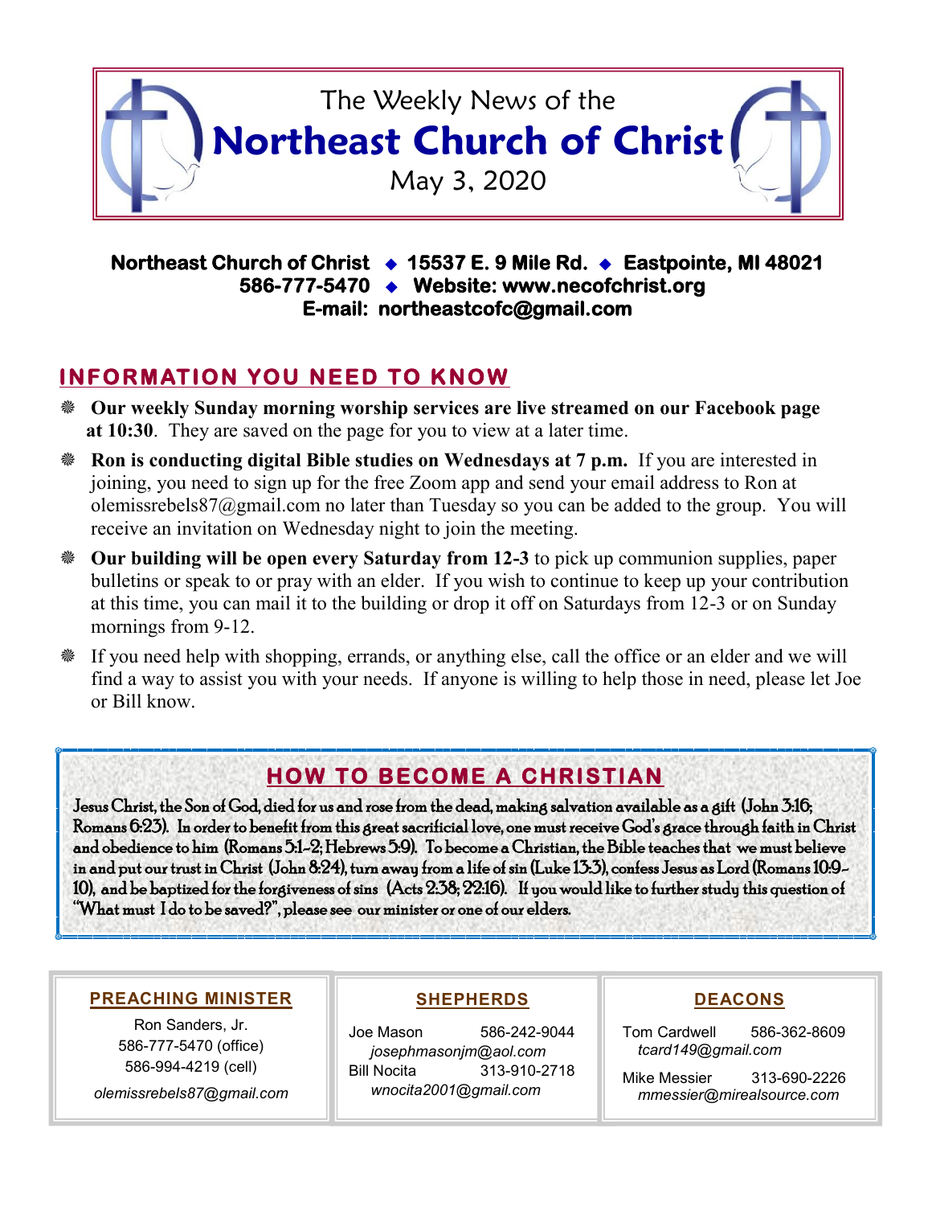# The Weekly News of the Northeast Church of Christ

May 3, 2020

**Northeast Church of Christ ◆ 15537 E. 9 Mile Rd. ◆ Eastpointe, MI 48021**
**586-777-5470 ◆ Website: www.necofchrist.org**
**E-mail: northeastcofc@gmail.com**

## INFORMATION YOU NEED TO KNOW

- **Our weekly Sunday morning worship services are live streamed on our Facebook page at 10:30**. They are saved on the page for you to view at a later time.
- **Ron is conducting digital Bible studies on Wednesdays at 7 p.m.** If you are interested in joining, you need to sign up for the free Zoom app and send your email address to Ron at olemissrebels87@gmail.com no later than Tuesday so you can be added to the group. You will receive an invitation on Wednesday night to join the meeting.
- **Our building will be open every Saturday from 12-3** to pick up communion supplies, paper bulletins or speak to or pray with an elder. If you wish to continue to keep up your contribution at this time, you can mail it to the building or drop it off on Saturdays from 12-3 or on Sunday mornings from 9-12.
- If you need help with shopping, errands, or anything else, call the office or an elder and we will find a way to assist you with your needs. If anyone is willing to help those in need, please let Joe or Bill know.

## HOW TO BECOME A CHRISTIAN

Jesus Christ, the Son of God, died for us and rose from the dead, making salvation available as a gift (John 3:16; Romans 6:23). In order to benefit from this great sacrificial love, one must receive God's grace through faith in Christ and obedience to him (Romans 5:1-2; Hebrews 5:9). To become a Christian, the Bible teaches that we must believe in and put our trust in Christ (John 8:24), turn away from a life of sin (Luke 13:3), confess Jesus as Lord (Romans 10:9-10), and be baptized for the forgiveness of sins (Acts 2:38; 22:16). If you would like to further study this question of "What must I do to be saved?", please see our minister or one of our elders.

### PREACHING MINISTER

Ron Sanders, Jr.
586-777-5470 (office)
586-994-4219 (cell)
*olemissrebels87@gmail.com*

### SHEPHERDS

Joe Mason 586-242-9044
*josephmasonjm@aol.com*
Bill Nocita 313-910-2718
*wnocita2001@gmail.com*

### DEACONS

Tom Cardwell 586-362-8609
*tcard149@gmail.com*
Mike Messier 313-690-2226
*mmessier@mirealsource.com*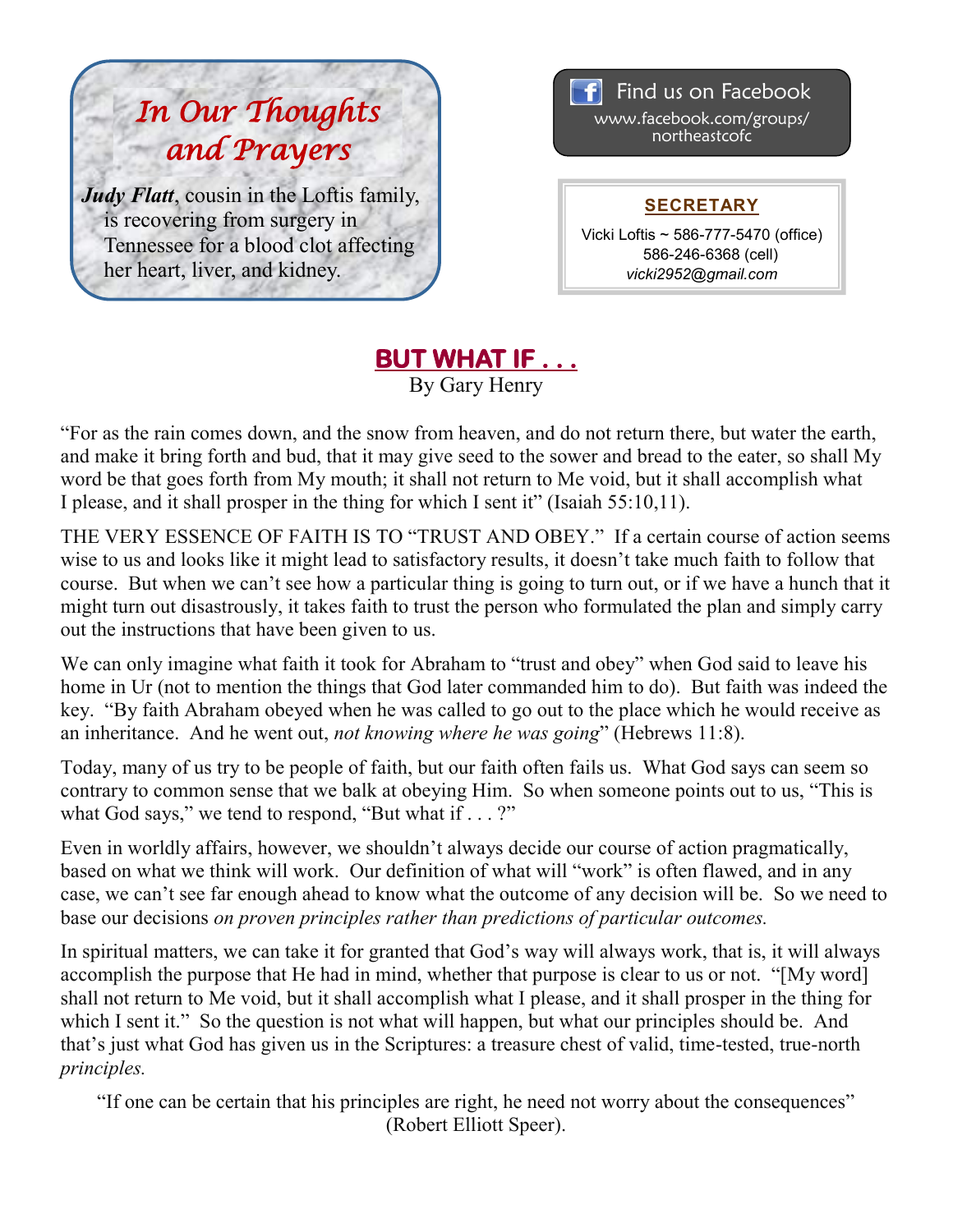## In Our Thoughts and Prayers

***Judy Flatt***, cousin in the Loftis family, is recovering from surgery in Tennessee for a blood clot affecting her heart, liver, and kidney.

Find us on Facebook
www.facebook.com/groups/northeastcofc

**SECRETARY**

Vicki Loftis ~ 586-777-5470 (office)
586-246-6368 (cell)
*vicki2952@gmail.com*

# BUT WHAT IF . . .

By Gary Henry

"For as the rain comes down, and the snow from heaven, and do not return there, but water the earth, and make it bring forth and bud, that it may give seed to the sower and bread to the eater, so shall My word be that goes forth from My mouth; it shall not return to Me void, but it shall accomplish what I please, and it shall prosper in the thing for which I sent it" (Isaiah 55:10,11).

THE VERY ESSENCE OF FAITH IS TO "TRUST AND OBEY." If a certain course of action seems wise to us and looks like it might lead to satisfactory results, it doesn't take much faith to follow that course. But when we can't see how a particular thing is going to turn out, or if we have a hunch that it might turn out disastrously, it takes faith to trust the person who formulated the plan and simply carry out the instructions that have been given to us.

We can only imagine what faith it took for Abraham to "trust and obey" when God said to leave his home in Ur (not to mention the things that God later commanded him to do). But faith was indeed the key. "By faith Abraham obeyed when he was called to go out to the place which he would receive as an inheritance. And he went out, *not knowing where he was going*" (Hebrews 11:8).

Today, many of us try to be people of faith, but our faith often fails us. What God says can seem so contrary to common sense that we balk at obeying Him. So when someone points out to us, "This is what God says," we tend to respond, "But what if . . . ?"

Even in worldly affairs, however, we shouldn't always decide our course of action pragmatically, based on what we think will work. Our definition of what will "work" is often flawed, and in any case, we can't see far enough ahead to know what the outcome of any decision will be. So we need to base our decisions *on proven principles rather than predictions of particular outcomes.*

In spiritual matters, we can take it for granted that God's way will always work, that is, it will always accomplish the purpose that He had in mind, whether that purpose is clear to us or not. "[My word] shall not return to Me void, but it shall accomplish what I please, and it shall prosper in the thing for which I sent it." So the question is not what will happen, but what our principles should be. And that's just what God has given us in the Scriptures: a treasure chest of valid, time-tested, true-north *principles.*

"If one can be certain that his principles are right, he need not worry about the consequences" (Robert Elliott Speer).